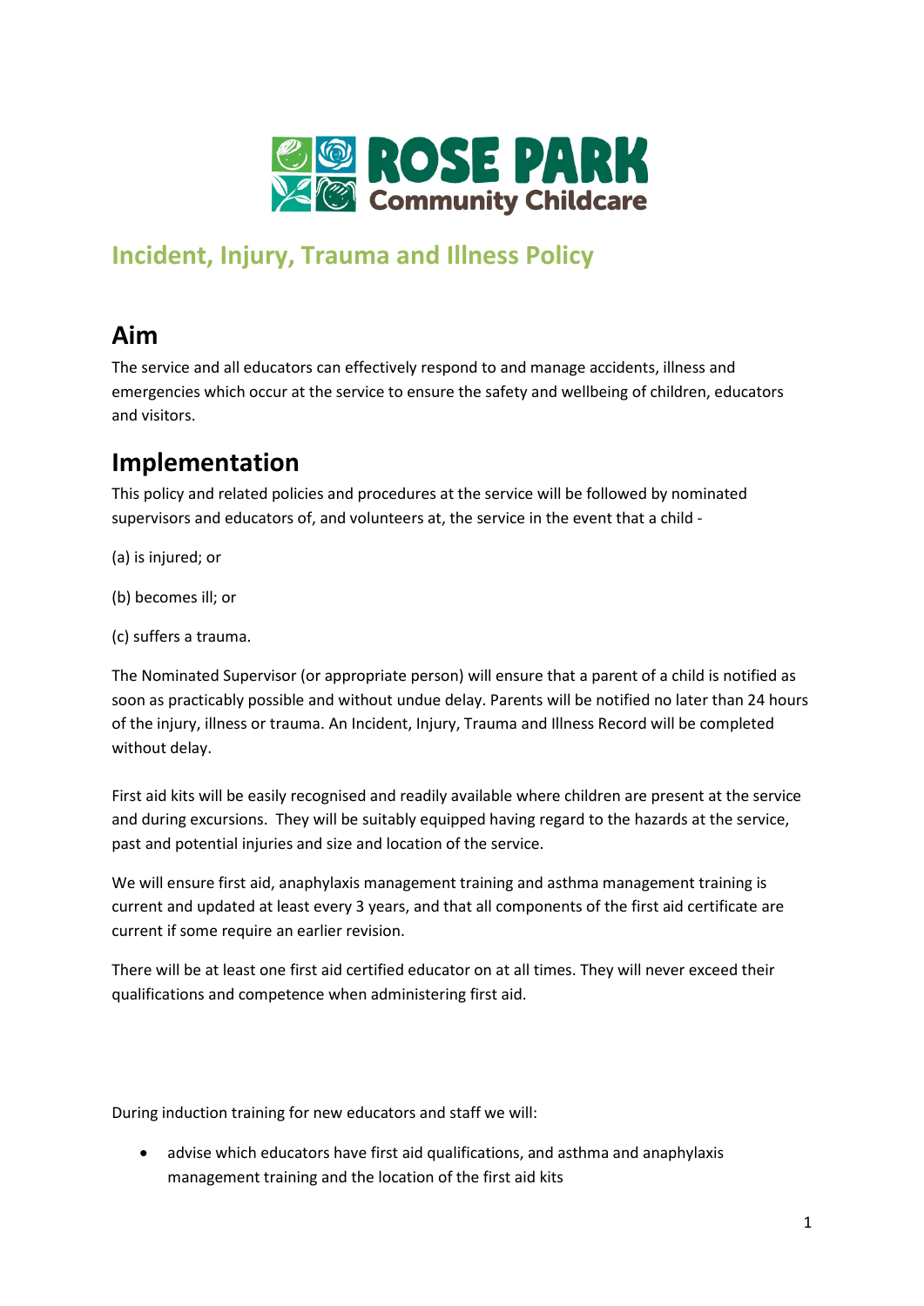# Incident, Injury, Trauma and Illness Policy

## Aim

The service and all educators can effectively respond to and manage accidents, illness and emergencies which occur at the service to ensure the safety and wellbeing of children, educators and visitors.

## Implementation

This policy and related policies and procedures at the service will be followed by nominated supervisors and educators of, and volunteers at, the service in the event that a child -

(a) is injured; or

(b) becomes ill; or

(c) suffers a trauma.

The Nominated Supervisor (or appropriate person) will ensure that a parent of a child is notified as soon as practicably possible and without undue delay. Parents will be notified no later than 24 hours of the injury, illness or trauma. An Incident, Injury, Trauma and Illness Record will be completed without delay.

First aid kits will be easily recognised and readily available where children are present at the service and during excursions. They will be suitably equipped having regard to the hazards at the service, past and potential injuries and size and location of the service.

We will ensure first aid, anaphylaxis management training and asthma management training is current and updated at least every 3 years, and that all components of the first aid certificate are current if some require an earlier revision.

There will be at least one first aid certified educator on at all times. They will never exceed their qualifications and competence when administering first aid.

During induction training for new educators and staff we will:

- advise which educators have first aid qualifications, and asthma and anaphylaxis management training and the location of the first aid kits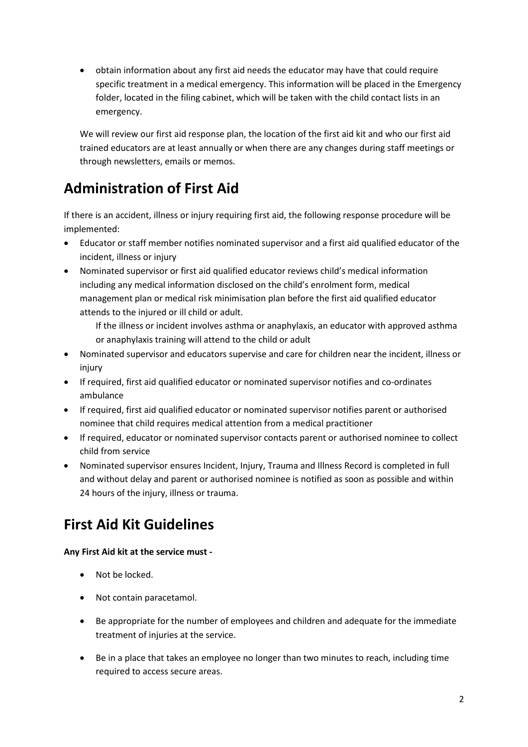- obtain information about any first aid needs the educator may have that could require specific treatment in a medical emergency. This information will be placed in the Emergency folder, located in the filing cabinet, which will be taken with the child contact lists in an emergency.

We will review our first aid response plan, the location of the first aid kit and who our first aid trained educators are at least annually or when there are any changes during staff meetings or through newsletters, emails or memos.

## Administration of First Aid

If there is an accident, illness or injury requiring first aid, the following response procedure will be implemented:

- Educator or staff member notifies nominated supervisor and a first aid qualified educator of the incident, illness or injury
- Nominated supervisor or first aid qualified educator reviews child's medical information including any medical information disclosed on the child's enrolment form, medical management plan or medical risk minimisation plan before the first aid qualified educator attends to the injured or ill child or adult.

  If the illness or incident involves asthma or anaphylaxis, an educator with approved asthma or anaphylaxis training will attend to the child or adult
- Nominated supervisor and educators supervise and care for children near the incident, illness or injury
- If required, first aid qualified educator or nominated supervisor notifies and co-ordinates ambulance
- If required, first aid qualified educator or nominated supervisor notifies parent or authorised nominee that child requires medical attention from a medical practitioner
- If required, educator or nominated supervisor contacts parent or authorised nominee to collect child from service
- Nominated supervisor ensures Incident, Injury, Trauma and Illness Record is completed in full and without delay and parent or authorised nominee is notified as soon as possible and within 24 hours of the injury, illness or trauma.

## First Aid Kit Guidelines

**Any First Aid kit at the service must -**

- Not be locked.
- Not contain paracetamol.
- Be appropriate for the number of employees and children and adequate for the immediate treatment of injuries at the service.
- Be in a place that takes an employee no longer than two minutes to reach, including time required to access secure areas.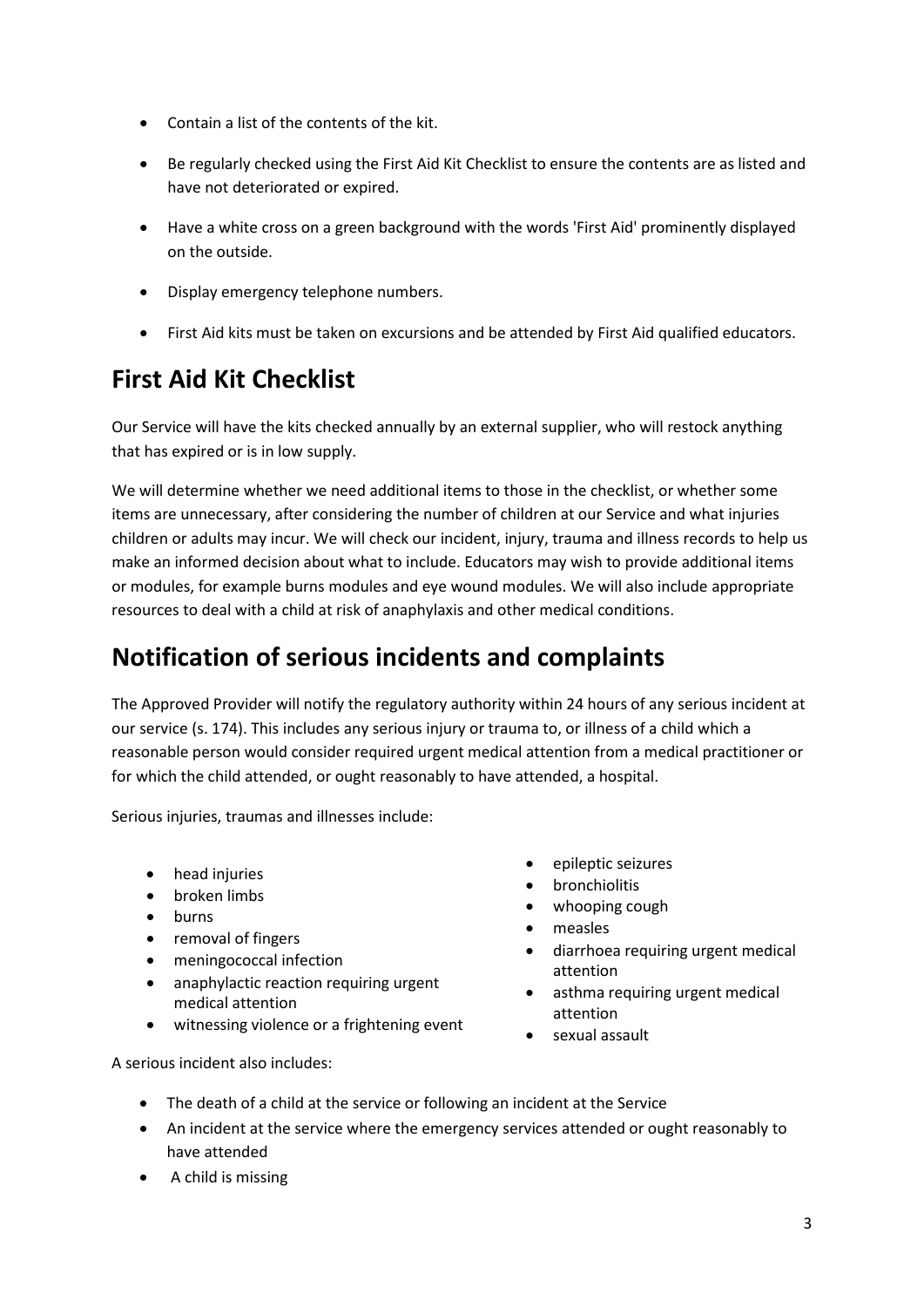- Contain a list of the contents of the kit.
- Be regularly checked using the First Aid Kit Checklist to ensure the contents are as listed and have not deteriorated or expired.
- Have a white cross on a green background with the words 'First Aid' prominently displayed on the outside.
- Display emergency telephone numbers.
- First Aid kits must be taken on excursions and be attended by First Aid qualified educators.

## First Aid Kit Checklist

Our Service will have the kits checked annually by an external supplier, who will restock anything that has expired or is in low supply.

We will determine whether we need additional items to those in the checklist, or whether some items are unnecessary, after considering the number of children at our Service and what injuries children or adults may incur. We will check our incident, injury, trauma and illness records to help us make an informed decision about what to include. Educators may wish to provide additional items or modules, for example burns modules and eye wound modules. We will also include appropriate resources to deal with a child at risk of anaphylaxis and other medical conditions.

## Notification of serious incidents and complaints

The Approved Provider will notify the regulatory authority within 24 hours of any serious incident at our service (s. 174). This includes any serious injury or trauma to, or illness of a child which a reasonable person would consider required urgent medical attention from a medical practitioner or for which the child attended, or ought reasonably to have attended, a hospital.

Serious injuries, traumas and illnesses include:

- head injuries
- broken limbs
- burns
- removal of fingers
- meningococcal infection
- anaphylactic reaction requiring urgent medical attention
- witnessing violence or a frightening event
- epileptic seizures
- bronchiolitis
- whooping cough
- measles
- diarrhoea requiring urgent medical attention
- asthma requiring urgent medical attention
- sexual assault

A serious incident also includes:

- The death of a child at the service or following an incident at the Service
- An incident at the service where the emergency services attended or ought reasonably to have attended
- A child is missing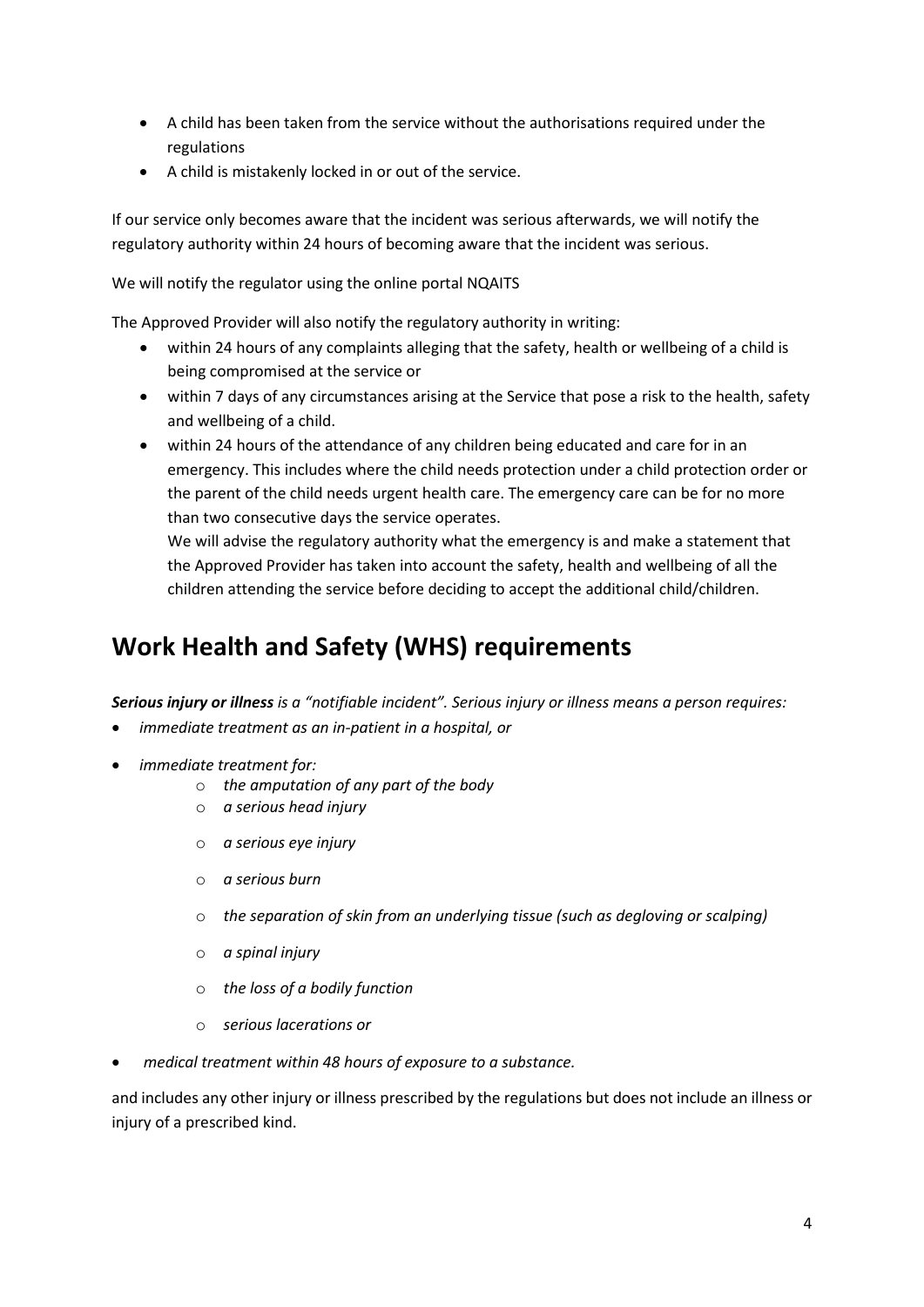- A child has been taken from the service without the authorisations required under the regulations
- A child is mistakenly locked in or out of the service.

If our service only becomes aware that the incident was serious afterwards, we will notify the regulatory authority within 24 hours of becoming aware that the incident was serious.

We will notify the regulator using the online portal NQAITS

The Approved Provider will also notify the regulatory authority in writing:

- within 24 hours of any complaints alleging that the safety, health or wellbeing of a child is being compromised at the service or
- within 7 days of any circumstances arising at the Service that pose a risk to the health, safety and wellbeing of a child.
- within 24 hours of the attendance of any children being educated and care for in an emergency. This includes where the child needs protection under a child protection order or the parent of the child needs urgent health care. The emergency care can be for no more than two consecutive days the service operates.
  We will advise the regulatory authority what the emergency is and make a statement that the Approved Provider has taken into account the safety, health and wellbeing of all the children attending the service before deciding to accept the additional child/children.

# Work Health and Safety (WHS) requirements

***Serious injury or illness*** *is a "notifiable incident". Serious injury or illness means a person requires:*

- *immediate treatment as an in-patient in a hospital, or*
- *immediate treatment for:*
  - *the amputation of any part of the body*
  - *a serious head injury*
  - *a serious eye injury*
  - *a serious burn*
  - *the separation of skin from an underlying tissue (such as degloving or scalping)*
  - *a spinal injury*
  - *the loss of a bodily function*
  - *serious lacerations or*
- *medical treatment within 48 hours of exposure to a substance.*

and includes any other injury or illness prescribed by the regulations but does not include an illness or injury of a prescribed kind.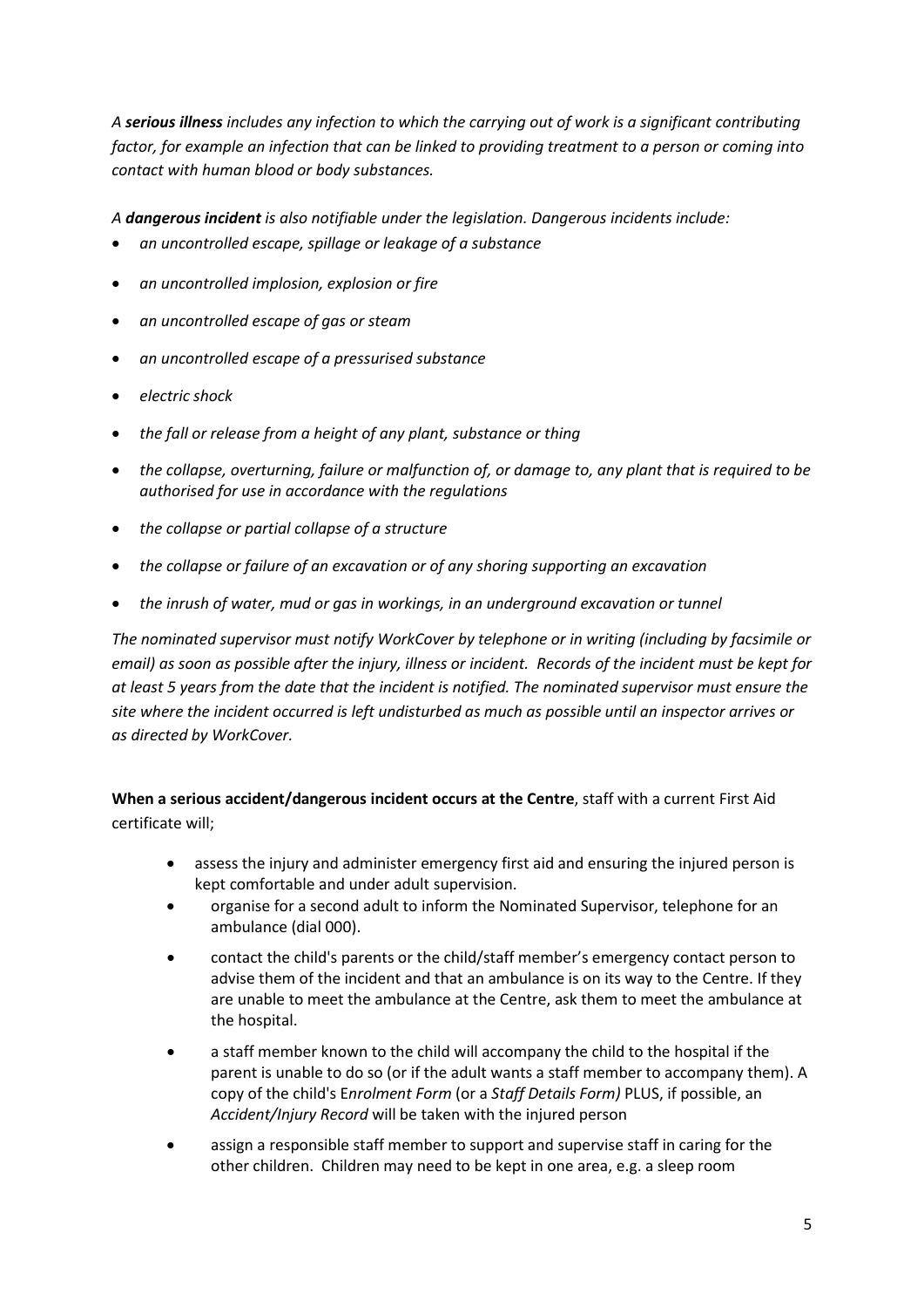*A **serious illness** includes any infection to which the carrying out of work is a significant contributing factor, for example an infection that can be linked to providing treatment to a person or coming into contact with human blood or body substances.*

*A **dangerous incident** is also notifiable under the legislation. Dangerous incidents include:*

- *an uncontrolled escape, spillage or leakage of a substance*
- *an uncontrolled implosion, explosion or fire*
- *an uncontrolled escape of gas or steam*
- *an uncontrolled escape of a pressurised substance*
- *electric shock*
- *the fall or release from a height of any plant, substance or thing*
- *the collapse, overturning, failure or malfunction of, or damage to, any plant that is required to be authorised for use in accordance with the regulations*
- *the collapse or partial collapse of a structure*
- *the collapse or failure of an excavation or of any shoring supporting an excavation*
- *the inrush of water, mud or gas in workings, in an underground excavation or tunnel*

*The nominated supervisor must notify WorkCover by telephone or in writing (including by facsimile or email) as soon as possible after the injury, illness or incident. Records of the incident must be kept for at least 5 years from the date that the incident is notified. The nominated supervisor must ensure the site where the incident occurred is left undisturbed as much as possible until an inspector arrives or as directed by WorkCover.*

**When a serious accident/dangerous incident occurs at the Centre**, staff with a current First Aid certificate will;

- assess the injury and administer emergency first aid and ensuring the injured person is kept comfortable and under adult supervision.
- organise for a second adult to inform the Nominated Supervisor, telephone for an ambulance (dial 000).
- contact the child's parents or the child/staff member's emergency contact person to advise them of the incident and that an ambulance is on its way to the Centre. If they are unable to meet the ambulance at the Centre, ask them to meet the ambulance at the hospital.
- a staff member known to the child will accompany the child to the hospital if the parent is unable to do so (or if the adult wants a staff member to accompany them). A copy of the child's E*nrolment Form* (or a *Staff Details Form)* PLUS, if possible, an *Accident/Injury Record* will be taken with the injured person
- assign a responsible staff member to support and supervise staff in caring for the other children. Children may need to be kept in one area, e.g. a sleep room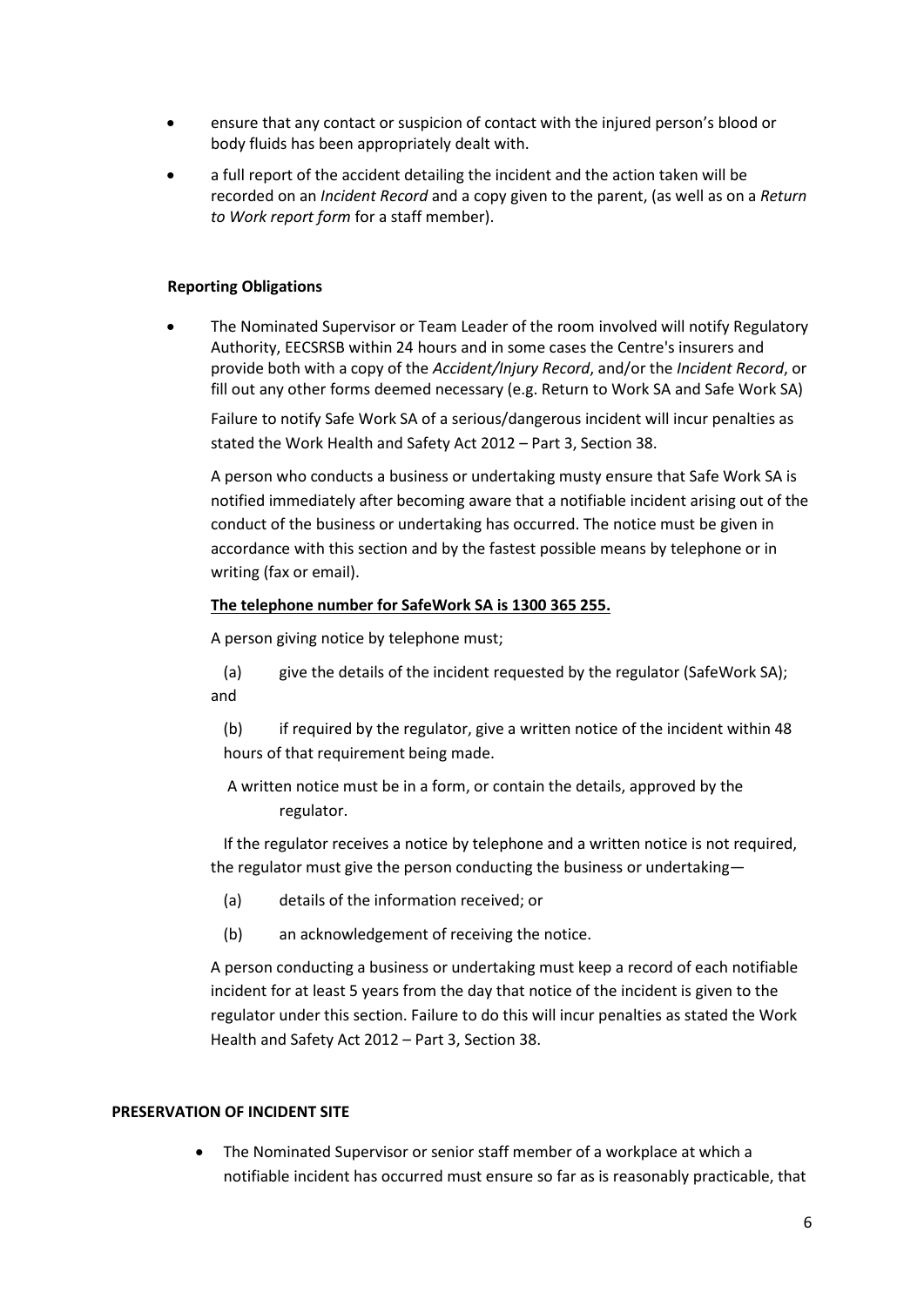- ensure that any contact or suspicion of contact with the injured person's blood or body fluids has been appropriately dealt with.
- a full report of the accident detailing the incident and the action taken will be recorded on an *Incident Record* and a copy given to the parent, (as well as on a *Return to Work report form* for a staff member).

**Reporting Obligations**

- The Nominated Supervisor or Team Leader of the room involved will notify Regulatory Authority, EECSRSB within 24 hours and in some cases the Centre's insurers and provide both with a copy of the *Accident/Injury Record*, and/or the *Incident Record*, or fill out any other forms deemed necessary (e.g. Return to Work SA and Safe Work SA)

  Failure to notify Safe Work SA of a serious/dangerous incident will incur penalties as stated the Work Health and Safety Act 2012 – Part 3, Section 38.

  A person who conducts a business or undertaking musty ensure that Safe Work SA is notified immediately after becoming aware that a notifiable incident arising out of the conduct of the business or undertaking has occurred. The notice must be given in accordance with this section and by the fastest possible means by telephone or in writing (fax or email).

  **The telephone number for SafeWork SA is 1300 365 255.**

  A person giving notice by telephone must;

  (a) give the details of the incident requested by the regulator (SafeWork SA); and

  (b) if required by the regulator, give a written notice of the incident within 48 hours of that requirement being made.

  A written notice must be in a form, or contain the details, approved by the regulator.

  If the regulator receives a notice by telephone and a written notice is not required, the regulator must give the person conducting the business or undertaking—

  (a) details of the information received; or

  (b) an acknowledgement of receiving the notice.

  A person conducting a business or undertaking must keep a record of each notifiable incident for at least 5 years from the day that notice of the incident is given to the regulator under this section. Failure to do this will incur penalties as stated the Work Health and Safety Act 2012 – Part 3, Section 38.

**PRESERVATION OF INCIDENT SITE**

- The Nominated Supervisor or senior staff member of a workplace at which a notifiable incident has occurred must ensure so far as is reasonably practicable, that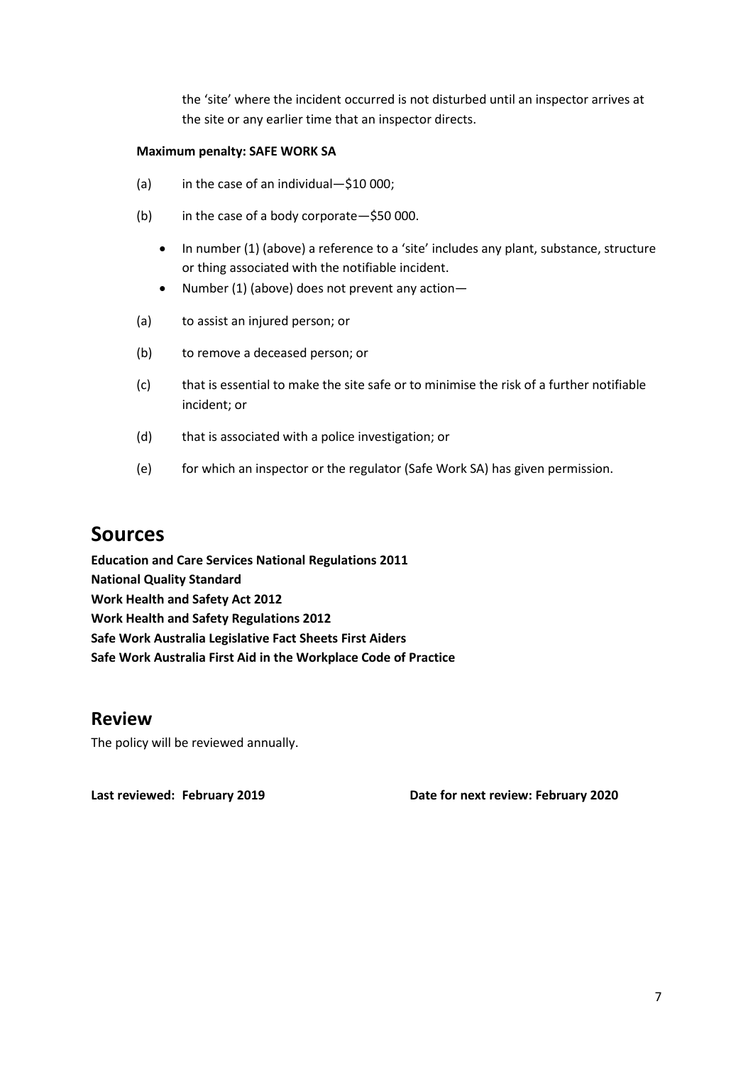the 'site' where the incident occurred is not disturbed until an inspector arrives at the site or any earlier time that an inspector directs.

**Maximum penalty: SAFE WORK SA**

(a) in the case of an individual—$10 000;

(b) in the case of a body corporate—$50 000.

- In number (1) (above) a reference to a 'site' includes any plant, substance, structure or thing associated with the notifiable incident.
- Number (1) (above) does not prevent any action—

(a) to assist an injured person; or

(b) to remove a deceased person; or

(c) that is essential to make the site safe or to minimise the risk of a further notifiable incident; or

(d) that is associated with a police investigation; or

(e) for which an inspector or the regulator (Safe Work SA) has given permission.

# Sources

**Education and Care Services National Regulations 2011**
**National Quality Standard**
**Work Health and Safety Act 2012**
**Work Health and Safety Regulations 2012**
**Safe Work Australia Legislative Fact Sheets First Aiders**
**Safe Work Australia First Aid in the Workplace Code of Practice**

# Review

The policy will be reviewed annually.

**Last reviewed: February 2019** **Date for next review: February 2020**